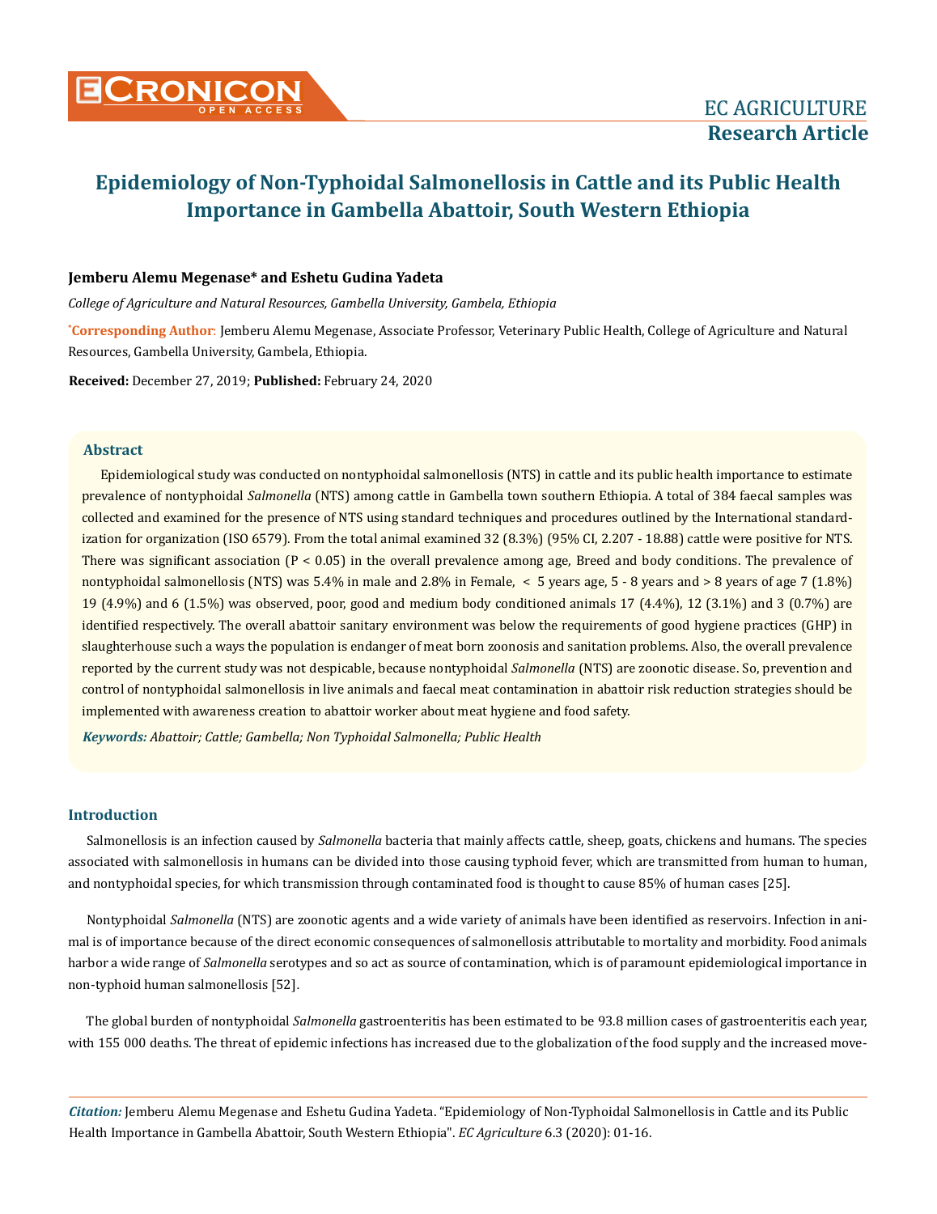# Epidemiology of Non-Typhoidal Salmonellosis in Cattle and its Public Health Importance in Gambella Abattoir, South Western Ethiopia

**Jemberu Alemu Megenase* and Eshetu Gudina Yadeta**

*College of Agriculture and Natural Resources, Gambella University, Gambela, Ethiopia*

***Corresponding Author**: Jemberu Alemu Megenase, Associate Professor, Veterinary Public Health, College of Agriculture and Natural Resources, Gambella University, Gambela, Ethiopia.

**Received:** December 27, 2019; **Published:** February 24, 2020

## Abstract

Epidemiological study was conducted on nontyphoidal salmonellosis (NTS) in cattle and its public health importance to estimate prevalence of nontyphoidal *Salmonella* (NTS) among cattle in Gambella town southern Ethiopia. A total of 384 faecal samples was collected and examined for the presence of NTS using standard techniques and procedures outlined by the International standardization for organization (ISO 6579). From the total animal examined 32 (8.3%) (95% CI, 2.207 - 18.88) cattle were positive for NTS. There was significant association (P < 0.05) in the overall prevalence among age, Breed and body conditions. The prevalence of nontyphoidal salmonellosis (NTS) was 5.4% in male and 2.8% in Female, < 5 years age, 5 - 8 years and > 8 years of age 7 (1.8%) 19 (4.9%) and 6 (1.5%) was observed, poor, good and medium body conditioned animals 17 (4.4%), 12 (3.1%) and 3 (0.7%) are identified respectively. The overall abattoir sanitary environment was below the requirements of good hygiene practices (GHP) in slaughterhouse such a ways the population is endanger of meat born zoonosis and sanitation problems. Also, the overall prevalence reported by the current study was not despicable, because nontyphoidal *Salmonella* (NTS) are zoonotic disease. So, prevention and control of nontyphoidal salmonellosis in live animals and faecal meat contamination in abattoir risk reduction strategies should be implemented with awareness creation to abattoir worker about meat hygiene and food safety.

***Keywords:*** *Abattoir; Cattle; Gambella; Non Typhoidal Salmonella; Public Health*

## Introduction

Salmonellosis is an infection caused by *Salmonella* bacteria that mainly affects cattle, sheep, goats, chickens and humans. The species associated with salmonellosis in humans can be divided into those causing typhoid fever, which are transmitted from human to human, and nontyphoidal species, for which transmission through contaminated food is thought to cause 85% of human cases [25].

Nontyphoidal *Salmonella* (NTS) are zoonotic agents and a wide variety of animals have been identified as reservoirs. Infection in animal is of importance because of the direct economic consequences of salmonellosis attributable to mortality and morbidity. Food animals harbor a wide range of *Salmonella* serotypes and so act as source of contamination, which is of paramount epidemiological importance in non-typhoid human salmonellosis [52].

The global burden of nontyphoidal *Salmonella* gastroenteritis has been estimated to be 93.8 million cases of gastroenteritis each year, with 155 000 deaths. The threat of epidemic infections has increased due to the globalization of the food supply and the increased move-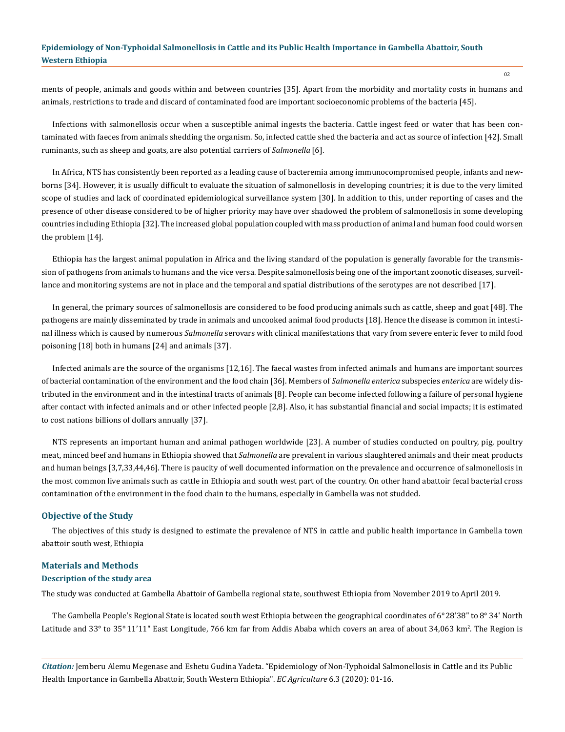ments of people, animals and goods within and between countries [35]. Apart from the morbidity and mortality costs in humans and animals, restrictions to trade and discard of contaminated food are important socioeconomic problems of the bacteria [45].

Infections with salmonellosis occur when a susceptible animal ingests the bacteria. Cattle ingest feed or water that has been contaminated with faeces from animals shedding the organism. So, infected cattle shed the bacteria and act as source of infection [42]. Small ruminants, such as sheep and goats, are also potential carriers of *Salmonella* [6].

In Africa, NTS has consistently been reported as a leading cause of bacteremia among immunocompromised people, infants and newborns [34]. However, it is usually difficult to evaluate the situation of salmonellosis in developing countries; it is due to the very limited scope of studies and lack of coordinated epidemiological surveillance system [30]. In addition to this, under reporting of cases and the presence of other disease considered to be of higher priority may have over shadowed the problem of salmonellosis in some developing countries including Ethiopia [32]. The increased global population coupled with mass production of animal and human food could worsen the problem [14].

Ethiopia has the largest animal population in Africa and the living standard of the population is generally favorable for the transmission of pathogens from animals to humans and the vice versa. Despite salmonellosis being one of the important zoonotic diseases, surveillance and monitoring systems are not in place and the temporal and spatial distributions of the serotypes are not described [17].

In general, the primary sources of salmonellosis are considered to be food producing animals such as cattle, sheep and goat [48]. The pathogens are mainly disseminated by trade in animals and uncooked animal food products [18]. Hence the disease is common in intestinal illness which is caused by numerous *Salmonella* serovars with clinical manifestations that vary from severe enteric fever to mild food poisoning [18] both in humans [24] and animals [37].

Infected animals are the source of the organisms [12,16]. The faecal wastes from infected animals and humans are important sources of bacterial contamination of the environment and the food chain [36]. Members of *Salmonella enterica* subspecies *enterica* are widely distributed in the environment and in the intestinal tracts of animals [8]. People can become infected following a failure of personal hygiene after contact with infected animals and or other infected people [2,8]. Also, it has substantial financial and social impacts; it is estimated to cost nations billions of dollars annually [37].

NTS represents an important human and animal pathogen worldwide [23]. A number of studies conducted on poultry, pig, poultry meat, minced beef and humans in Ethiopia showed that *Salmonella* are prevalent in various slaughtered animals and their meat products and human beings [3,7,33,44,46]. There is paucity of well documented information on the prevalence and occurrence of salmonellosis in the most common live animals such as cattle in Ethiopia and south west part of the country. On other hand abattoir fecal bacterial cross contamination of the environment in the food chain to the humans, especially in Gambella was not studded.

## Objective of the Study

The objectives of this study is designed to estimate the prevalence of NTS in cattle and public health importance in Gambella town abattoir south west, Ethiopia

## Materials and Methods

### Description of the study area

The study was conducted at Gambella Abattoir of Gambella regional state, southwest Ethiopia from November 2019 to April 2019.

The Gambella People's Regional State is located south west Ethiopia between the geographical coordinates of 6°28'38" to 8° 34' North Latitude and 33° to 35° 11'11" East Longitude, 766 km far from Addis Ababa which covers an area of about 34,063 km$^2$. The Region is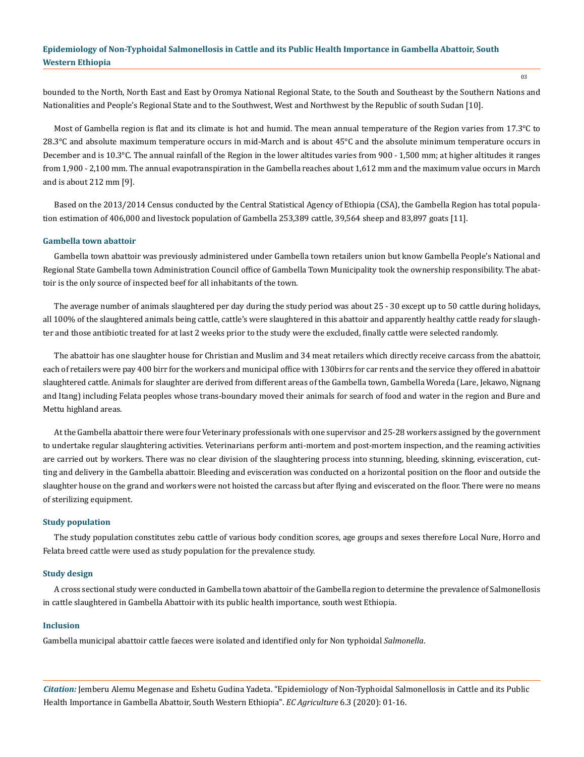bounded to the North, North East and East by Oromya National Regional State, to the South and Southeast by the Southern Nations and Nationalities and People's Regional State and to the Southwest, West and Northwest by the Republic of south Sudan [10].

Most of Gambella region is flat and its climate is hot and humid. The mean annual temperature of the Region varies from 17.3°C to 28.3°C and absolute maximum temperature occurs in mid-March and is about 45°C and the absolute minimum temperature occurs in December and is 10.3°C. The annual rainfall of the Region in the lower altitudes varies from 900 - 1,500 mm; at higher altitudes it ranges from 1,900 - 2,100 mm. The annual evapotranspiration in the Gambella reaches about 1,612 mm and the maximum value occurs in March and is about 212 mm [9].

Based on the 2013/2014 Census conducted by the Central Statistical Agency of Ethiopia (CSA), the Gambella Region has total population estimation of 406,000 and livestock population of Gambella 253,389 cattle, 39,564 sheep and 83,897 goats [11].

### Gambella town abattoir

Gambella town abattoir was previously administered under Gambella town retailers union but know Gambella People's National and Regional State Gambella town Administration Council office of Gambella Town Municipality took the ownership responsibility. The abattoir is the only source of inspected beef for all inhabitants of the town.

The average number of animals slaughtered per day during the study period was about 25 - 30 except up to 50 cattle during holidays, all 100% of the slaughtered animals being cattle, cattle's were slaughtered in this abattoir and apparently healthy cattle ready for slaughter and those antibiotic treated for at last 2 weeks prior to the study were the excluded, finally cattle were selected randomly.

The abattoir has one slaughter house for Christian and Muslim and 34 meat retailers which directly receive carcass from the abattoir, each of retailers were pay 400 birr for the workers and municipal office with 130birrs for car rents and the service they offered in abattoir slaughtered cattle. Animals for slaughter are derived from different areas of the Gambella town, Gambella Woreda (Lare, Jekawo, Nignang and Itang) including Felata peoples whose trans-boundary moved their animals for search of food and water in the region and Bure and Mettu highland areas.

At the Gambella abattoir there were four Veterinary professionals with one supervisor and 25-28 workers assigned by the government to undertake regular slaughtering activities. Veterinarians perform anti-mortem and post-mortem inspection, and the reaming activities are carried out by workers. There was no clear division of the slaughtering process into stunning, bleeding, skinning, evisceration, cutting and delivery in the Gambella abattoir. Bleeding and evisceration was conducted on a horizontal position on the floor and outside the slaughter house on the grand and workers were not hoisted the carcass but after flying and eviscerated on the floor. There were no means of sterilizing equipment.

### Study population

The study population constitutes zebu cattle of various body condition scores, age groups and sexes therefore Local Nure, Horro and Felata breed cattle were used as study population for the prevalence study.

### Study design

A cross sectional study were conducted in Gambella town abattoir of the Gambella region to determine the prevalence of Salmonellosis in cattle slaughtered in Gambella Abattoir with its public health importance, south west Ethiopia.

### Inclusion

Gambella municipal abattoir cattle faeces were isolated and identified only for Non typhoidal *Salmonella*.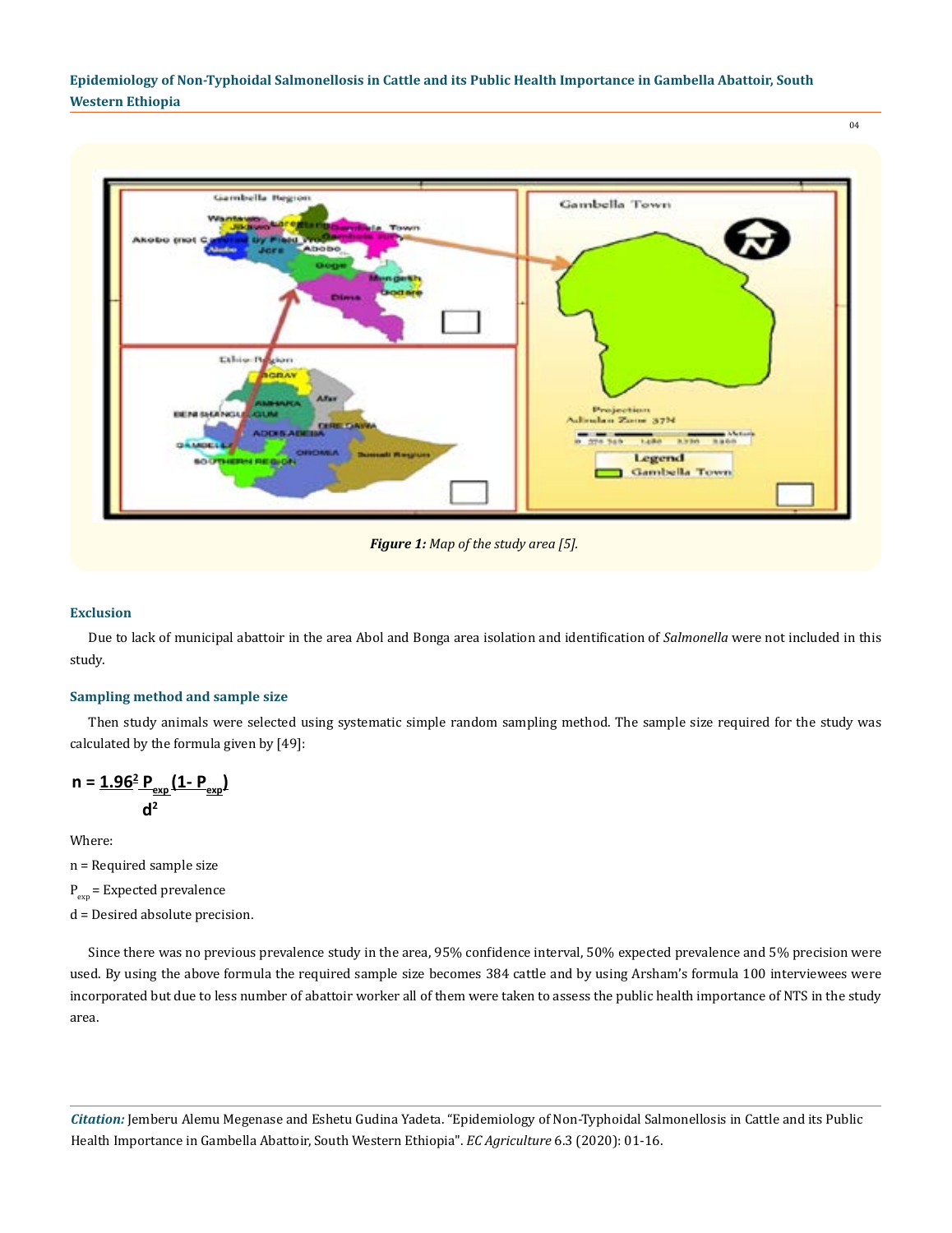*Figure 1: Map of the study area [5].*

### Exclusion

Due to lack of municipal abattoir in the area Abol and Bonga area isolation and identification of *Salmonella* were not included in this study.

### Sampling method and sample size

Then study animals were selected using systematic simple random sampling method. The sample size required for the study was calculated by the formula given by [49]:

$$n = \frac{1.96^2 P_{exp}(1 - P_{exp})}{d^2}$$

Where:

n = Required sample size

$P_{exp}$ = Expected prevalence

d = Desired absolute precision.

Since there was no previous prevalence study in the area, 95% confidence interval, 50% expected prevalence and 5% precision were used. By using the above formula the required sample size becomes 384 cattle and by using Arsham's formula 100 interviewees were incorporated but due to less number of abattoir worker all of them were taken to assess the public health importance of NTS in the study area.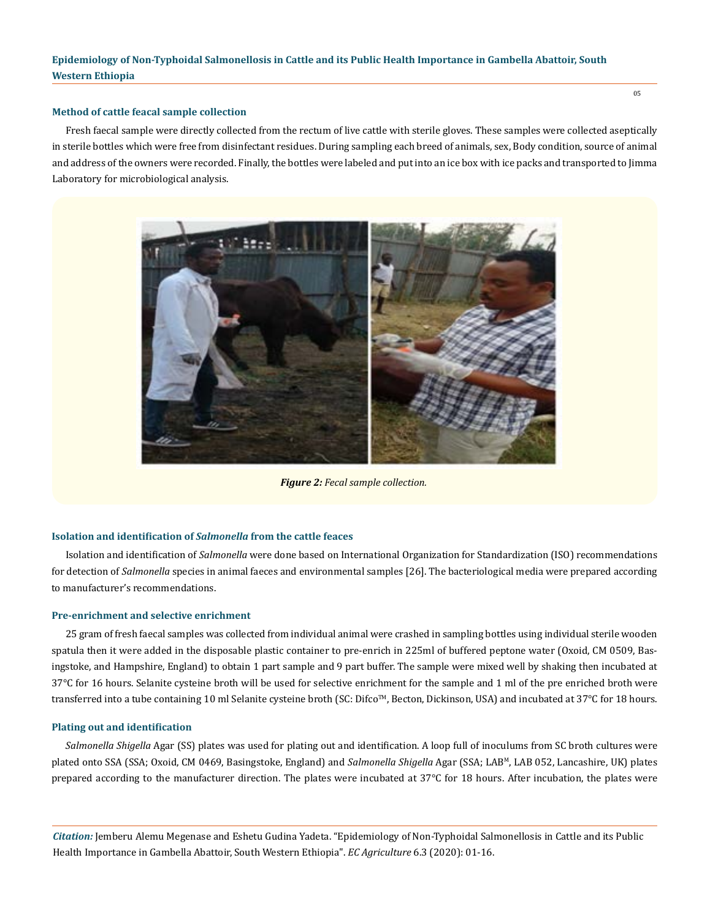### Method of cattle feacal sample collection

Fresh faecal sample were directly collected from the rectum of live cattle with sterile gloves. These samples were collected aseptically in sterile bottles which were free from disinfectant residues. During sampling each breed of animals, sex, Body condition, source of animal and address of the owners were recorded. Finally, the bottles were labeled and put into an ice box with ice packs and transported to Jimma Laboratory for microbiological analysis.

***Figure 2:*** *Fecal sample collection.*

### Isolation and identification of *Salmonella* from the cattle feaces

Isolation and identification of *Salmonella* were done based on International Organization for Standardization (ISO) recommendations for detection of *Salmonella* species in animal faeces and environmental samples [26]. The bacteriological media were prepared according to manufacturer's recommendations.

### Pre-enrichment and selective enrichment

25 gram of fresh faecal samples was collected from individual animal were crashed in sampling bottles using individual sterile wooden spatula then it were added in the disposable plastic container to pre-enrich in 225ml of buffered peptone water (Oxoid, CM 0509, Basingstoke, and Hampshire, England) to obtain 1 part sample and 9 part buffer. The sample were mixed well by shaking then incubated at 37°C for 16 hours. Selanite cysteine broth will be used for selective enrichment for the sample and 1 ml of the pre enriched broth were transferred into a tube containing 10 ml Selanite cysteine broth (SC: Difco™, Becton, Dickinson, USA) and incubated at 37°C for 18 hours.

### Plating out and identification

*Salmonella Shigella* Agar (SS) plates was used for plating out and identification. A loop full of inoculums from SC broth cultures were plated onto SSA (SSA; Oxoid, CM 0469, Basingstoke, England) and *Salmonella Shigella* Agar (SSA; LAB[M], LAB 052, Lancashire, UK) plates prepared according to the manufacturer direction. The plates were incubated at 37°C for 18 hours. After incubation, the plates were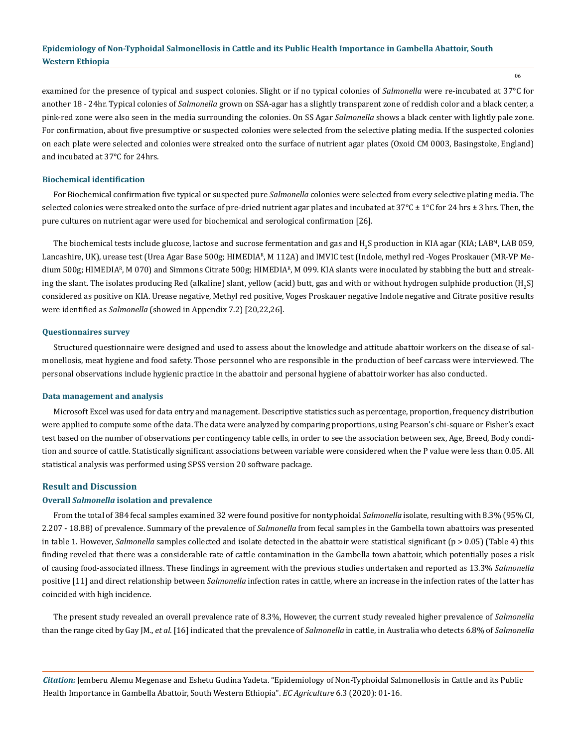examined for the presence of typical and suspect colonies. Slight or if no typical colonies of *Salmonella* were re-incubated at 37°C for another 18 - 24hr. Typical colonies of *Salmonella* grown on SSA-agar has a slightly transparent zone of reddish color and a black center, a pink-red zone were also seen in the media surrounding the colonies. On SS Agar *Salmonella* shows a black center with lightly pale zone. For confirmation, about five presumptive or suspected colonies were selected from the selective plating media. If the suspected colonies on each plate were selected and colonies were streaked onto the surface of nutrient agar plates (Oxoid CM 0003, Basingstoke, England) and incubated at 37°C for 24hrs.

### Biochemical identification

For Biochemical confirmation five typical or suspected pure *Salmonella* colonies were selected from every selective plating media. The selected colonies were streaked onto the surface of pre-dried nutrient agar plates and incubated at 37°C ± 1°C for 24 hrs ± 3 hrs. Then, the pure cultures on nutrient agar were used for biochemical and serological confirmation [26].

The biochemical tests include glucose, lactose and sucrose fermentation and gas and $H_2S$ production in KIA agar (KIA; LAB[M], LAB 059, Lancashire, UK), urease test (Urea Agar Base 500g; HIMEDIA[R], M 112A) and IMVIC test (Indole, methyl red -Voges Proskauer (MR-VP Medium 500g; HIMEDIA[R], M 070) and Simmons Citrate 500g; HIMEDIA[R], M 099. KIA slants were inoculated by stabbing the butt and streaking the slant. The isolates producing Red (alkaline) slant, yellow (acid) butt, gas and with or without hydrogen sulphide production ($H_2S$) considered as positive on KIA. Urease negative, Methyl red positive, Voges Proskauer negative Indole negative and Citrate positive results were identified as *Salmonella* (showed in Appendix 7.2) [20,22,26].

### Questionnaires survey

Structured questionnaire were designed and used to assess about the knowledge and attitude abattoir workers on the disease of salmonellosis, meat hygiene and food safety. Those personnel who are responsible in the production of beef carcass were interviewed. The personal observations include hygienic practice in the abattoir and personal hygiene of abattoir worker has also conducted.

### Data management and analysis

Microsoft Excel was used for data entry and management. Descriptive statistics such as percentage, proportion, frequency distribution were applied to compute some of the data. The data were analyzed by comparing proportions, using Pearson's chi-square or Fisher's exact test based on the number of observations per contingency table cells, in order to see the association between sex, Age, Breed, Body condition and source of cattle. Statistically significant associations between variable were considered when the P value were less than 0.05. All statistical analysis was performed using SPSS version 20 software package.

## Result and Discussion

### Overall *Salmonella* isolation and prevalence

From the total of 384 fecal samples examined 32 were found positive for nontyphoidal *Salmonella* isolate, resulting with 8.3% (95% CI, 2.207 - 18.88) of prevalence. Summary of the prevalence of *Salmonella* from fecal samples in the Gambella town abattoirs was presented in table 1. However, *Salmonella* samples collected and isolate detected in the abattoir were statistical significant ($p > 0.05$) (Table 4) this finding reveled that there was a considerable rate of cattle contamination in the Gambella town abattoir, which potentially poses a risk of causing food-associated illness. These findings in agreement with the previous studies undertaken and reported as 13.3% *Salmonella* positive [11] and direct relationship between *Salmonella* infection rates in cattle, where an increase in the infection rates of the latter has coincided with high incidence.

The present study revealed an overall prevalence rate of 8.3%, However, the current study revealed higher prevalence of *Salmonella* than the range cited by Gay JM., *et al*. [16] indicated that the prevalence of *Salmonella* in cattle, in Australia who detects 6.8% of *Salmonella*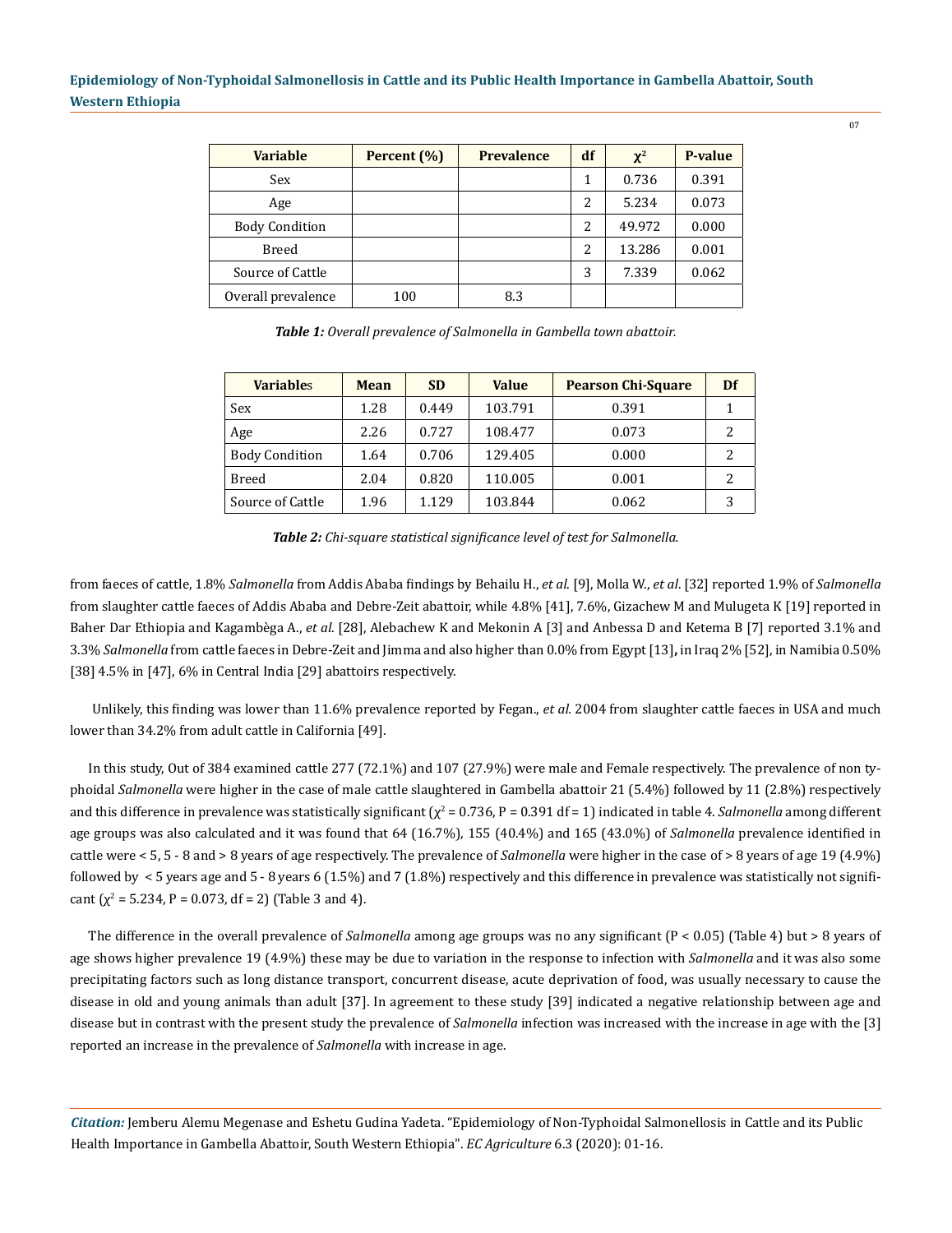| Variable | Percent (%) | Prevalence | df | $\chi^2$ | P-value |
|---|---|---|---|---|---|
| Sex | | | 1 | 0.736 | 0.391 |
| Age | | | 2 | 5.234 | 0.073 |
| Body Condition | | | 2 | 49.972 | 0.000 |
| Breed | | | 2 | 13.286 | 0.001 |
| Source of Cattle | | | 3 | 7.339 | 0.062 |
| Overall prevalence | 100 | 8.3 | | | |

***Table 1:*** *Overall prevalence of Salmonella in Gambella town abattoir.*

| Variables | Mean | SD | Value | Pearson Chi-Square | Df |
|---|---|---|---|---|---|
| Sex | 1.28 | 0.449 | 103.791 | 0.391 | 1 |
| Age | 2.26 | 0.727 | 108.477 | 0.073 | 2 |
| Body Condition | 1.64 | 0.706 | 129.405 | 0.000 | 2 |
| Breed | 2.04 | 0.820 | 110.005 | 0.001 | 2 |
| Source of Cattle | 1.96 | 1.129 | 103.844 | 0.062 | 3 |

***Table 2:*** *Chi-square statistical significance level of test for Salmonella.*

from faeces of cattle, 1.8% *Salmonella* from Addis Ababa findings by Behailu H., *et al.* [9], Molla W., *et al*. [32] reported 1.9% of *Salmonella* from slaughter cattle faeces of Addis Ababa and Debre-Zeit abattoir, while 4.8% [41], 7.6%, Gizachew M and Mulugeta K [19] reported in Baher Dar Ethiopia and Kagambèga A., *et al.* [28], Alebachew K and Mekonin A [3] and Anbessa D and Ketema B [7] reported 3.1% and 3.3% *Salmonella* from cattle faeces in Debre-Zeit and Jimma and also higher than 0.0% from Egypt [13]**,** in Iraq 2% [52], in Namibia 0.50% [38] 4.5% in [47], 6% in Central India [29] abattoirs respectively.

Unlikely, this finding was lower than 11.6% prevalence reported by Fegan., *et al.* 2004 from slaughter cattle faeces in USA and much lower than 34.2% from adult cattle in California [49].

In this study, Out of 384 examined cattle 277 (72.1%) and 107 (27.9%) were male and Female respectively. The prevalence of non typhoidal *Salmonella* were higher in the case of male cattle slaughtered in Gambella abattoir 21 (5.4%) followed by 11 (2.8%) respectively and this difference in prevalence was statistically significant ($\chi^2$ = 0.736, P = 0.391 df = 1) indicated in table 4. *Salmonella* among different age groups was also calculated and it was found that 64 (16.7%), 155 (40.4%) and 165 (43.0%) of *Salmonella* prevalence identified in cattle were < 5, 5 - 8 and > 8 years of age respectively. The prevalence of *Salmonella* were higher in the case of > 8 years of age 19 (4.9%) followed by < 5 years age and 5 - 8 years 6 (1.5%) and 7 (1.8%) respectively and this difference in prevalence was statistically not significant ($\chi^2$ = 5.234, P = 0.073, df = 2) (Table 3 and 4).

The difference in the overall prevalence of *Salmonella* among age groups was no any significant (P < 0.05) (Table 4) but > 8 years of age shows higher prevalence 19 (4.9%) these may be due to variation in the response to infection with *Salmonella* and it was also some precipitating factors such as long distance transport, concurrent disease, acute deprivation of food, was usually necessary to cause the disease in old and young animals than adult [37]. In agreement to these study [39] indicated a negative relationship between age and disease but in contrast with the present study the prevalence of *Salmonella* infection was increased with the increase in age with the [3] reported an increase in the prevalence of *Salmonella* with increase in age.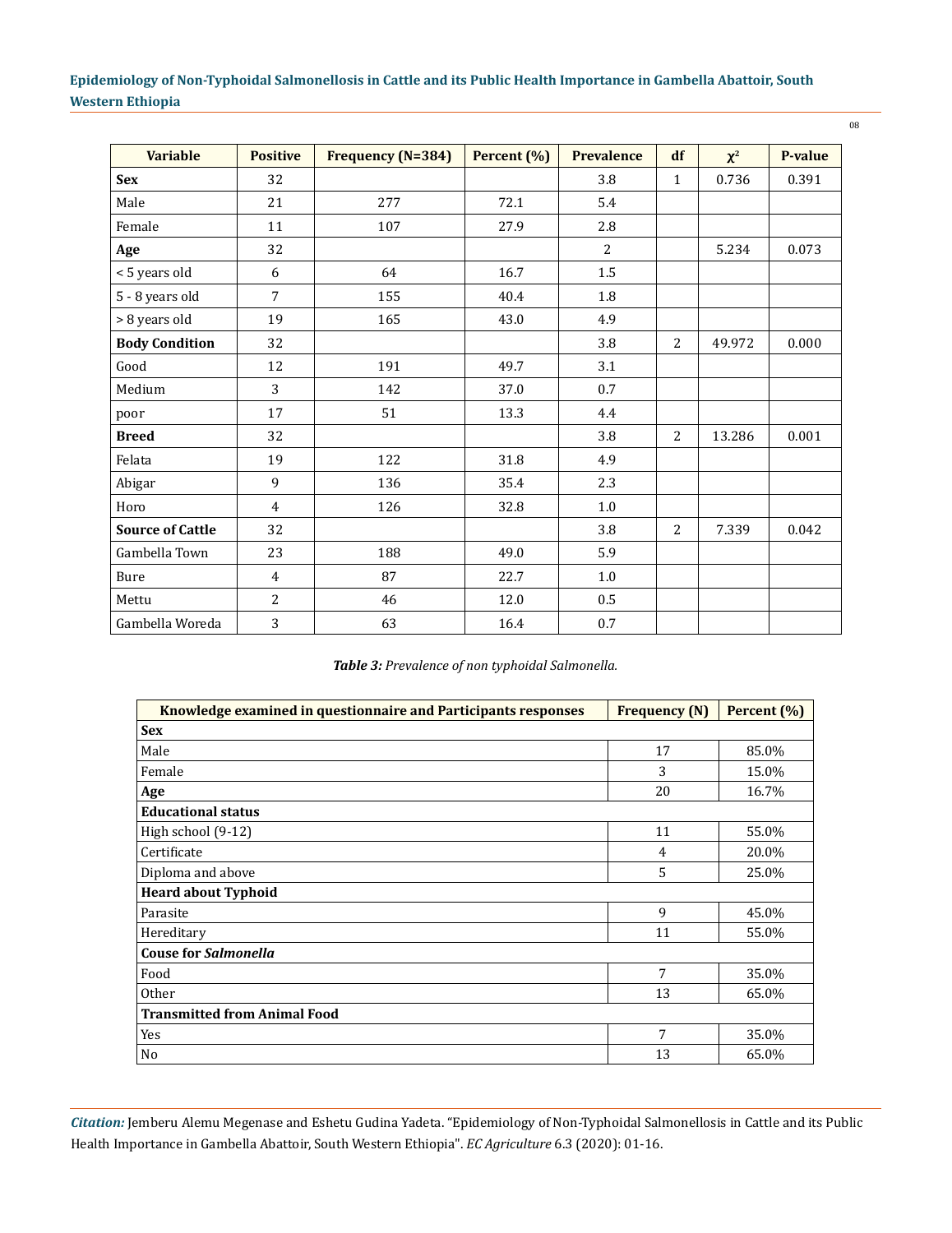| Variable | Positive | Frequency (N=384) | Percent (%) | Prevalence | df | $\chi^2$ | P-value |
|---|---|---|---|---|---|---|---|
| **Sex** | 32 | | | 3.8 | 1 | 0.736 | 0.391 |
| Male | 21 | 277 | 72.1 | 5.4 | | | |
| Female | 11 | 107 | 27.9 | 2.8 | | | |
| **Age** | 32 | | | 2 | | 5.234 | 0.073 |
| < 5 years old | 6 | 64 | 16.7 | 1.5 | | | |
| 5 - 8 years old | 7 | 155 | 40.4 | 1.8 | | | |
| > 8 years old | 19 | 165 | 43.0 | 4.9 | | | |
| **Body Condition** | 32 | | | 3.8 | 2 | 49.972 | 0.000 |
| Good | 12 | 191 | 49.7 | 3.1 | | | |
| Medium | 3 | 142 | 37.0 | 0.7 | | | |
| poor | 17 | 51 | 13.3 | 4.4 | | | |
| **Breed** | 32 | | | 3.8 | 2 | 13.286 | 0.001 |
| Felata | 19 | 122 | 31.8 | 4.9 | | | |
| Abigar | 9 | 136 | 35.4 | 2.3 | | | |
| Horo | 4 | 126 | 32.8 | 1.0 | | | |
| **Source of Cattle** | 32 | | | 3.8 | 2 | 7.339 | 0.042 |
| Gambella Town | 23 | 188 | 49.0 | 5.9 | | | |
| Bure | 4 | 87 | 22.7 | 1.0 | | | |
| Mettu | 2 | 46 | 12.0 | 0.5 | | | |
| Gambella Woreda | 3 | 63 | 16.4 | 0.7 | | | |

***Table 3:*** *Prevalence of non typhoidal Salmonella.*

| Knowledge examined in questionnaire and Participants responses | Frequency (N) | Percent (%) |
|---|---|---|
| **Sex** | | |
| Male | 17 | 85.0% |
| Female | 3 | 15.0% |
| **Age** | 20 | 16.7% |
| **Educational status** | | |
| High school (9-12) | 11 | 55.0% |
| Certificate | 4 | 20.0% |
| Diploma and above | 5 | 25.0% |
| **Heard about Typhoid** | | |
| Parasite | 9 | 45.0% |
| Hereditary | 11 | 55.0% |
| **Couse for *Salmonella*** | | |
| Food | 7 | 35.0% |
| Other | 13 | 65.0% |
| **Transmitted from Animal Food** | | |
| Yes | 7 | 35.0% |
| No | 13 | 65.0% |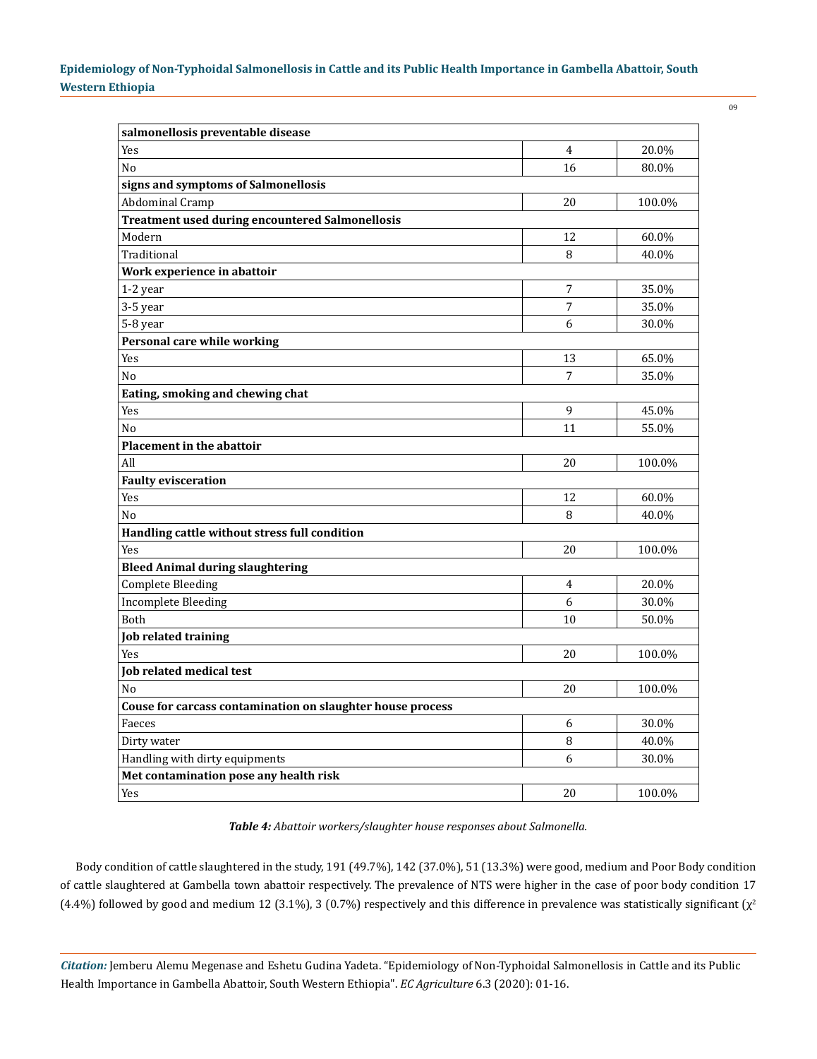| | | |
|---|---|---|
| **salmonellosis preventable disease** | | |
| Yes | 4 | 20.0% |
| No | 16 | 80.0% |
| **signs and symptoms of Salmonellosis** | | |
| Abdominal Cramp | 20 | 100.0% |
| **Treatment used during encountered Salmonellosis** | | |
| Modern | 12 | 60.0% |
| Traditional | 8 | 40.0% |
| **Work experience in abattoir** | | |
| 1-2 year | 7 | 35.0% |
| 3-5 year | 7 | 35.0% |
| 5-8 year | 6 | 30.0% |
| **Personal care while working** | | |
| Yes | 13 | 65.0% |
| No | 7 | 35.0% |
| **Eating, smoking and chewing chat** | | |
| Yes | 9 | 45.0% |
| No | 11 | 55.0% |
| **Placement in the abattoir** | | |
| All | 20 | 100.0% |
| **Faulty evisceration** | | |
| Yes | 12 | 60.0% |
| No | 8 | 40.0% |
| **Handling cattle without stress full condition** | | |
| Yes | 20 | 100.0% |
| **Bleed Animal during slaughtering** | | |
| Complete Bleeding | 4 | 20.0% |
| Incomplete Bleeding | 6 | 30.0% |
| Both | 10 | 50.0% |
| **Job related training** | | |
| Yes | 20 | 100.0% |
| **Job related medical test** | | |
| No | 20 | 100.0% |
| **Couse for carcass contamination on slaughter house process** | | |
| Faeces | 6 | 30.0% |
| Dirty water | 8 | 40.0% |
| Handling with dirty equipments | 6 | 30.0% |
| **Met contamination pose any health risk** | | |
| Yes | 20 | 100.0% |

***Table 4:*** *Abattoir workers/slaughter house responses about Salmonella.*

Body condition of cattle slaughtered in the study, 191 (49.7%), 142 (37.0%), 51 (13.3%) were good, medium and Poor Body condition of cattle slaughtered at Gambella town abattoir respectively. The prevalence of NTS were higher in the case of poor body condition 17 (4.4%) followed by good and medium 12 (3.1%), 3 (0.7%) respectively and this difference in prevalence was statistically significant ($\chi^2$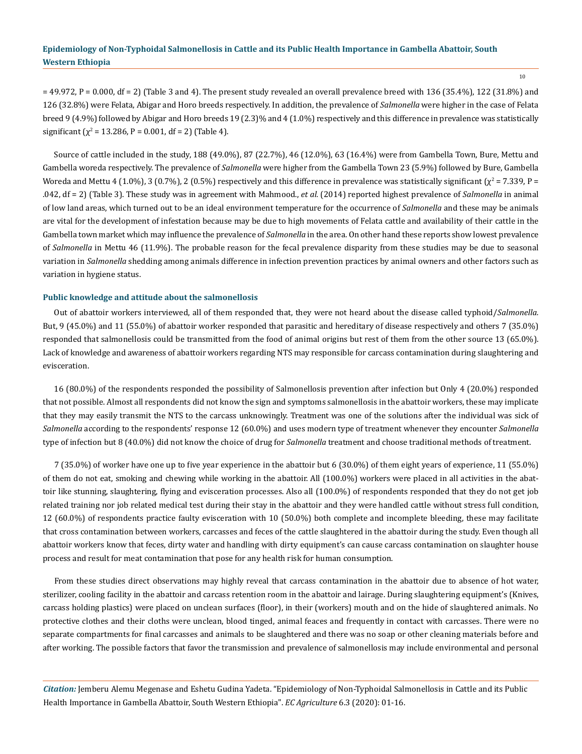= 49.972, P = 0.000, df = 2) (Table 3 and 4). The present study revealed an overall prevalence breed with 136 (35.4%), 122 (31.8%) and 126 (32.8%) were Felata, Abigar and Horo breeds respectively. In addition, the prevalence of *Salmonella* were higher in the case of Felata breed 9 (4.9%) followed by Abigar and Horo breeds 19 (2.3)% and 4 (1.0%) respectively and this difference in prevalence was statistically significant ($\chi^2$ = 13.286, P = 0.001, df = 2) (Table 4).

Source of cattle included in the study, 188 (49.0%), 87 (22.7%), 46 (12.0%), 63 (16.4%) were from Gambella Town, Bure, Mettu and Gambella woreda respectively. The prevalence of *Salmonella* were higher from the Gambella Town 23 (5.9%) followed by Bure, Gambella Woreda and Mettu 4 (1.0%), 3 (0.7%), 2 (0.5%) respectively and this difference in prevalence was statistically significant ($\chi^2$ = 7.339, P = .042, df = 2) (Table 3). These study was in agreement with Mahmood., *et al.* (2014) reported highest prevalence of *Salmonella* in animal of low land areas, which turned out to be an ideal environment temperature for the occurrence of *Salmonella* and these may be animals are vital for the development of infestation because may be due to high movements of Felata cattle and availability of their cattle in the Gambella town market which may influence the prevalence of *Salmonella* in the area. On other hand these reports show lowest prevalence of *Salmonella* in Mettu 46 (11.9%). The probable reason for the fecal prevalence disparity from these studies may be due to seasonal variation in *Salmonella* shedding among animals difference in infection prevention practices by animal owners and other factors such as variation in hygiene status.

### Public knowledge and attitude about the salmonellosis

Out of abattoir workers interviewed, all of them responded that, they were not heard about the disease called typhoid/*Salmonella.* But, 9 (45.0%) and 11 (55.0%) of abattoir worker responded that parasitic and hereditary of disease respectively and others 7 (35.0%) responded that salmonellosis could be transmitted from the food of animal origins but rest of them from the other source 13 (65.0%). Lack of knowledge and awareness of abattoir workers regarding NTS may responsible for carcass contamination during slaughtering and evisceration.

16 (80.0%) of the respondents responded the possibility of Salmonellosis prevention after infection but Only 4 (20.0%) responded that not possible. Almost all respondents did not know the sign and symptoms salmonellosis in the abattoir workers, these may implicate that they may easily transmit the NTS to the carcass unknowingly. Treatment was one of the solutions after the individual was sick of *Salmonella* according to the respondents' response 12 (60.0%) and uses modern type of treatment whenever they encounter *Salmonella* type of infection but 8 (40.0%) did not know the choice of drug for *Salmonella* treatment and choose traditional methods of treatment.

7 (35.0%) of worker have one up to five year experience in the abattoir but 6 (30.0%) of them eight years of experience, 11 (55.0%) of them do not eat, smoking and chewing while working in the abattoir. All (100.0%) workers were placed in all activities in the abattoir like stunning, slaughtering, flying and evisceration processes. Also all (100.0%) of respondents responded that they do not get job related training nor job related medical test during their stay in the abattoir and they were handled cattle without stress full condition, 12 (60.0%) of respondents practice faulty evisceration with 10 (50.0%) both complete and incomplete bleeding, these may facilitate that cross contamination between workers, carcasses and feces of the cattle slaughtered in the abattoir during the study. Even though all abattoir workers know that feces, dirty water and handling with dirty equipment's can cause carcass contamination on slaughter house process and result for meat contamination that pose for any health risk for human consumption.

From these studies direct observations may highly reveal that carcass contamination in the abattoir due to absence of hot water, sterilizer, cooling facility in the abattoir and carcass retention room in the abattoir and lairage. During slaughtering equipment's (Knives, carcass holding plastics) were placed on unclean surfaces (floor), in their (workers) mouth and on the hide of slaughtered animals. No protective clothes and their cloths were unclean, blood tinged, animal feaces and frequently in contact with carcasses. There were no separate compartments for final carcasses and animals to be slaughtered and there was no soap or other cleaning materials before and after working. The possible factors that favor the transmission and prevalence of salmonellosis may include environmental and personal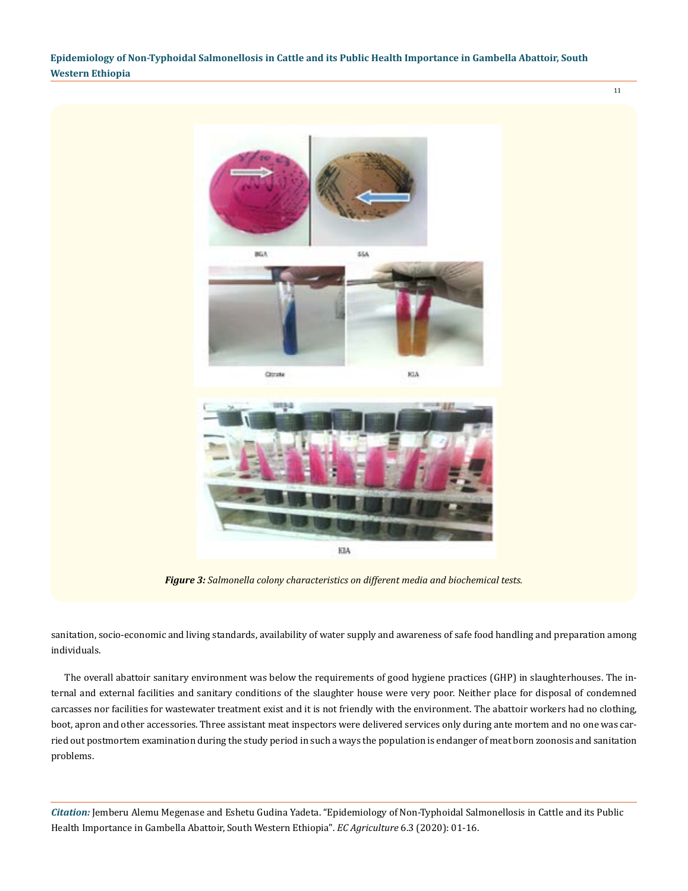*Figure 3: Salmonella colony characteristics on different media and biochemical tests.*

sanitation, socio-economic and living standards, availability of water supply and awareness of safe food handling and preparation among individuals.

The overall abattoir sanitary environment was below the requirements of good hygiene practices (GHP) in slaughterhouses. The internal and external facilities and sanitary conditions of the slaughter house were very poor. Neither place for disposal of condemned carcasses nor facilities for wastewater treatment exist and it is not friendly with the environment. The abattoir workers had no clothing, boot, apron and other accessories. Three assistant meat inspectors were delivered services only during ante mortem and no one was carried out postmortem examination during the study period in such a ways the population is endanger of meat born zoonosis and sanitation problems.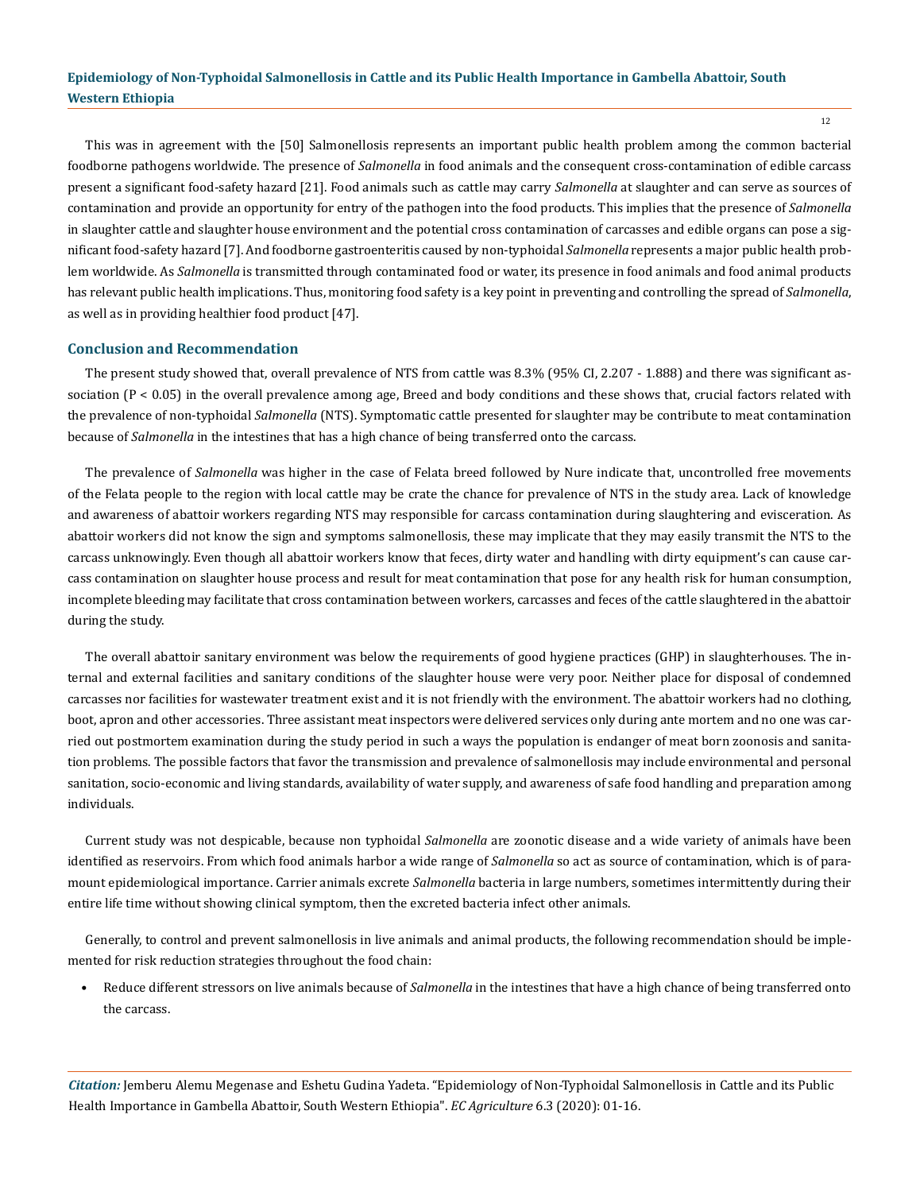This was in agreement with the [50] Salmonellosis represents an important public health problem among the common bacterial foodborne pathogens worldwide. The presence of *Salmonella* in food animals and the consequent cross-contamination of edible carcass present a significant food-safety hazard [21]. Food animals such as cattle may carry *Salmonella* at slaughter and can serve as sources of contamination and provide an opportunity for entry of the pathogen into the food products. This implies that the presence of *Salmonella* in slaughter cattle and slaughter house environment and the potential cross contamination of carcasses and edible organs can pose a significant food-safety hazard [7]. And foodborne gastroenteritis caused by non-typhoidal *Salmonella* represents a major public health problem worldwide. As *Salmonella* is transmitted through contaminated food or water, its presence in food animals and food animal products has relevant public health implications. Thus, monitoring food safety is a key point in preventing and controlling the spread of *Salmonella*, as well as in providing healthier food product [47].

## Conclusion and Recommendation

The present study showed that, overall prevalence of NTS from cattle was 8.3% (95% CI, 2.207 - 1.888) and there was significant association ($P < 0.05$) in the overall prevalence among age, Breed and body conditions and these shows that, crucial factors related with the prevalence of non-typhoidal *Salmonella* (NTS). Symptomatic cattle presented for slaughter may be contribute to meat contamination because of *Salmonella* in the intestines that has a high chance of being transferred onto the carcass.

The prevalence of *Salmonella* was higher in the case of Felata breed followed by Nure indicate that, uncontrolled free movements of the Felata people to the region with local cattle may be crate the chance for prevalence of NTS in the study area. Lack of knowledge and awareness of abattoir workers regarding NTS may responsible for carcass contamination during slaughtering and evisceration. As abattoir workers did not know the sign and symptoms salmonellosis, these may implicate that they may easily transmit the NTS to the carcass unknowingly. Even though all abattoir workers know that feces, dirty water and handling with dirty equipment's can cause carcass contamination on slaughter house process and result for meat contamination that pose for any health risk for human consumption, incomplete bleeding may facilitate that cross contamination between workers, carcasses and feces of the cattle slaughtered in the abattoir during the study.

The overall abattoir sanitary environment was below the requirements of good hygiene practices (GHP) in slaughterhouses. The internal and external facilities and sanitary conditions of the slaughter house were very poor. Neither place for disposal of condemned carcasses nor facilities for wastewater treatment exist and it is not friendly with the environment. The abattoir workers had no clothing, boot, apron and other accessories. Three assistant meat inspectors were delivered services only during ante mortem and no one was carried out postmortem examination during the study period in such a ways the population is endanger of meat born zoonosis and sanitation problems. The possible factors that favor the transmission and prevalence of salmonellosis may include environmental and personal sanitation, socio-economic and living standards, availability of water supply, and awareness of safe food handling and preparation among individuals.

Current study was not despicable, because non typhoidal *Salmonella* are zoonotic disease and a wide variety of animals have been identified as reservoirs. From which food animals harbor a wide range of *Salmonella* so act as source of contamination, which is of paramount epidemiological importance. Carrier animals excrete *Salmonella* bacteria in large numbers, sometimes intermittently during their entire life time without showing clinical symptom, then the excreted bacteria infect other animals.

Generally, to control and prevent salmonellosis in live animals and animal products, the following recommendation should be implemented for risk reduction strategies throughout the food chain:

- Reduce different stressors on live animals because of *Salmonella* in the intestines that have a high chance of being transferred onto the carcass.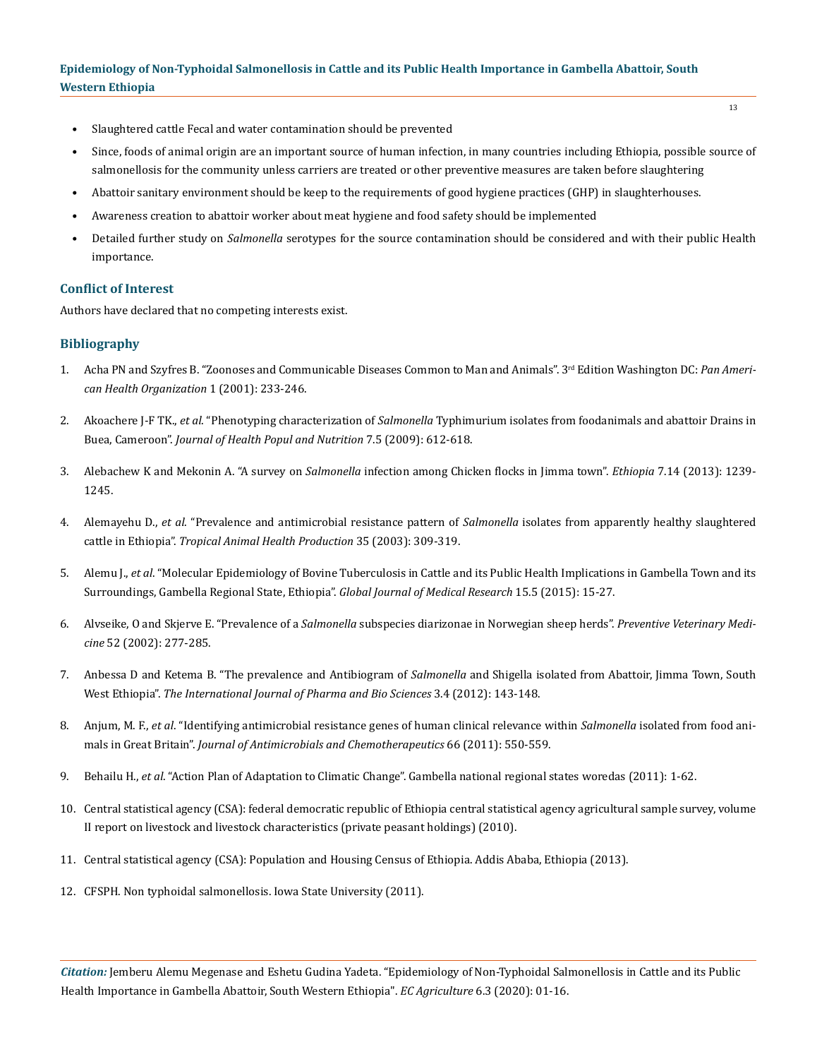- Slaughtered cattle Fecal and water contamination should be prevented
- Since, foods of animal origin are an important source of human infection, in many countries including Ethiopia, possible source of salmonellosis for the community unless carriers are treated or other preventive measures are taken before slaughtering
- Abattoir sanitary environment should be keep to the requirements of good hygiene practices (GHP) in slaughterhouses.
- Awareness creation to abattoir worker about meat hygiene and food safety should be implemented
- Detailed further study on *Salmonella* serotypes for the source contamination should be considered and with their public Health importance.

## Conflict of Interest

Authors have declared that no competing interests exist.

## Bibliography

1. Acha PN and Szyfres B. "Zoonoses and Communicable Diseases Common to Man and Animals". 3rd Edition Washington DC: *Pan American Health Organization* 1 (2001): 233-246.
2. Akoachere J-F TK., *et al*. "Phenotyping characterization of *Salmonella* Typhimurium isolates from foodanimals and abattoir Drains in Buea, Cameroon". *Journal of Health Popul and Nutrition* 7.5 (2009): 612-618.
3. Alebachew K and Mekonin A. "A survey on *Salmonella* infection among Chicken flocks in Jimma town". *Ethiopia* 7.14 (2013): 1239-1245.
4. Alemayehu D., *et al*. "Prevalence and antimicrobial resistance pattern of *Salmonella* isolates from apparently healthy slaughtered cattle in Ethiopia". *Tropical Animal Health Production* 35 (2003): 309-319.
5. Alemu J., *et al*. "Molecular Epidemiology of Bovine Tuberculosis in Cattle and its Public Health Implications in Gambella Town and its Surroundings, Gambella Regional State, Ethiopia". *Global Journal of Medical Research* 15.5 (2015): 15-27.
6. Alvseike, O and Skjerve E. "Prevalence of a *Salmonella* subspecies diarizonae in Norwegian sheep herds". *Preventive Veterinary Medicine* 52 (2002): 277-285.
7. Anbessa D and Ketema B. "The prevalence and Antibiogram of *Salmonella* and Shigella isolated from Abattoir, Jimma Town, South West Ethiopia". *The International Journal of Pharma and Bio Sciences* 3.4 (2012): 143-148.
8. Anjum, M. F., *et al*. "Identifying antimicrobial resistance genes of human clinical relevance within *Salmonella* isolated from food animals in Great Britain". *Journal of Antimicrobials and Chemotherapeutics* 66 (2011): 550-559.
9. Behailu H., *et al*. "Action Plan of Adaptation to Climatic Change". Gambella national regional states woredas (2011): 1-62.
10. Central statistical agency (CSA): federal democratic republic of Ethiopia central statistical agency agricultural sample survey, volume II report on livestock and livestock characteristics (private peasant holdings) (2010).
11. Central statistical agency (CSA): Population and Housing Census of Ethiopia. Addis Ababa, Ethiopia (2013).
12. CFSPH. Non typhoidal salmonellosis. Iowa State University (2011).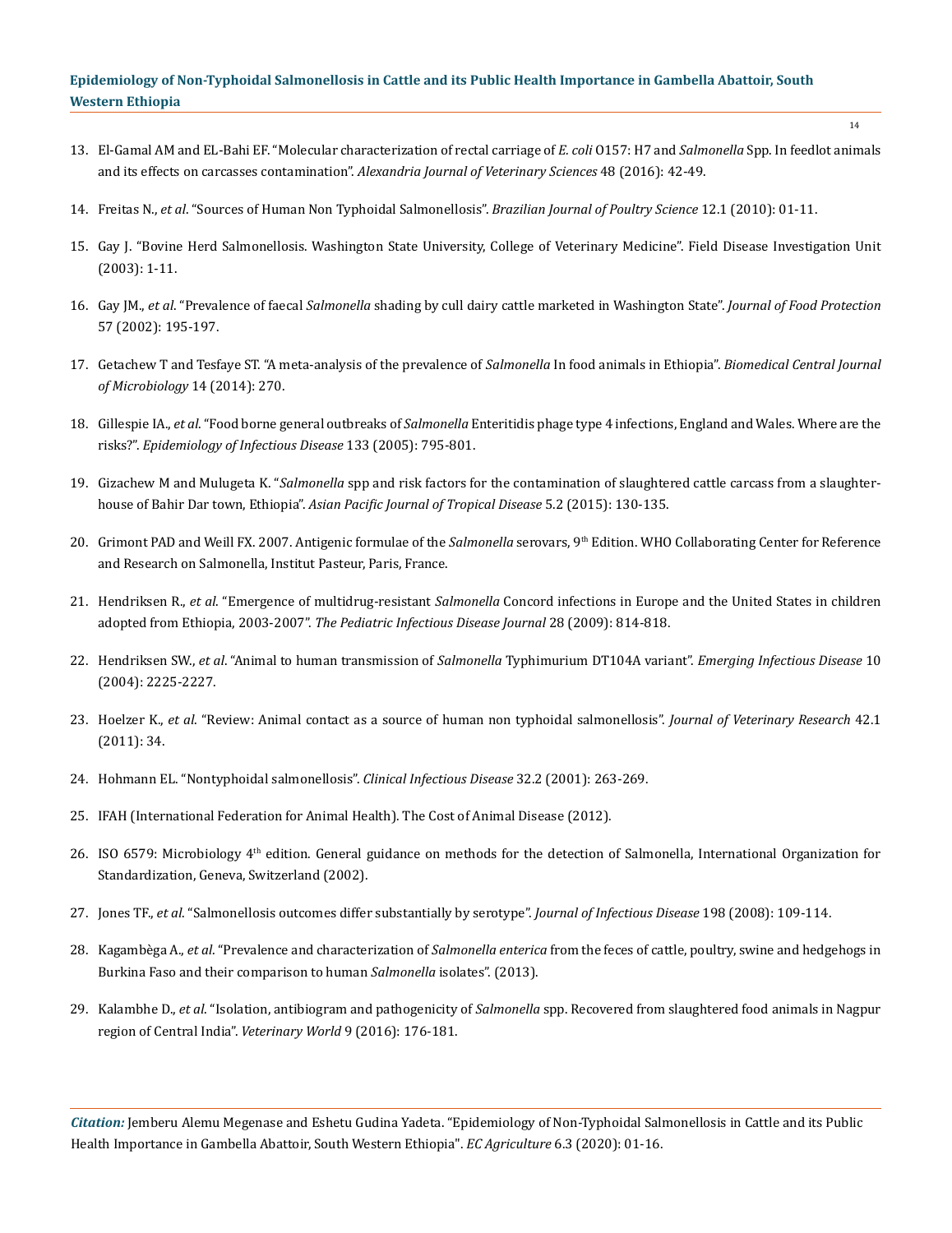13. El-Gamal AM and EL-Bahi EF. "Molecular characterization of rectal carriage of *E. coli* O157: H7 and *Salmonella* Spp. In feedlot animals and its effects on carcasses contamination". *Alexandria Journal of Veterinary Sciences* 48 (2016): 42-49.

14. Freitas N., *et al*. "Sources of Human Non Typhoidal Salmonellosis". *Brazilian Journal of Poultry Science* 12.1 (2010): 01-11.

15. Gay J. "Bovine Herd Salmonellosis. Washington State University, College of Veterinary Medicine". Field Disease Investigation Unit (2003): 1-11.

16. Gay JM., *et al*. "Prevalence of faecal *Salmonella* shading by cull dairy cattle marketed in Washington State". *Journal of Food Protection* 57 (2002): 195-197.

17. Getachew T and Tesfaye ST. "A meta-analysis of the prevalence of *Salmonella* In food animals in Ethiopia". *Biomedical Central Journal of Microbiology* 14 (2014): 270.

18. Gillespie IA., *et al*. "Food borne general outbreaks of *Salmonella* Enteritidis phage type 4 infections, England and Wales. Where are the risks?". *Epidemiology of Infectious Disease* 133 (2005): 795-801.

19. Gizachew M and Mulugeta K. "*Salmonella* spp and risk factors for the contamination of slaughtered cattle carcass from a slaughterhouse of Bahir Dar town, Ethiopia". *Asian Pacific Journal of Tropical Disease* 5.2 (2015): 130-135.

20. Grimont PAD and Weill FX. 2007. Antigenic formulae of the *Salmonella* serovars, 9th Edition. WHO Collaborating Center for Reference and Research on Salmonella, Institut Pasteur, Paris, France.

21. Hendriksen R., *et al*. "Emergence of multidrug-resistant *Salmonella* Concord infections in Europe and the United States in children adopted from Ethiopia, 2003-2007". *The Pediatric Infectious Disease Journal* 28 (2009): 814-818.

22. Hendriksen SW., *et al*. "Animal to human transmission of *Salmonella* Typhimurium DT104A variant". *Emerging Infectious Disease* 10 (2004): 2225-2227.

23. Hoelzer K., *et al*. "Review: Animal contact as a source of human non typhoidal salmonellosis". *Journal of Veterinary Research* 42.1 (2011): 34.

24. Hohmann EL. "Nontyphoidal salmonellosis". *Clinical Infectious Disease* 32.2 (2001): 263-269.

25. IFAH (International Federation for Animal Health). The Cost of Animal Disease (2012).

26. ISO 6579: Microbiology 4th edition. General guidance on methods for the detection of Salmonella, International Organization for Standardization, Geneva, Switzerland (2002).

27. Jones TF., *et al*. "Salmonellosis outcomes differ substantially by serotype". *Journal of Infectious Disease* 198 (2008): 109-114.

28. Kagambèga A., *et al*. "Prevalence and characterization of *Salmonella enterica* from the feces of cattle, poultry, swine and hedgehogs in Burkina Faso and their comparison to human *Salmonella* isolates". (2013).

29. Kalambhe D., *et al*. "Isolation, antibiogram and pathogenicity of *Salmonella* spp. Recovered from slaughtered food animals in Nagpur region of Central India". *Veterinary World* 9 (2016): 176-181.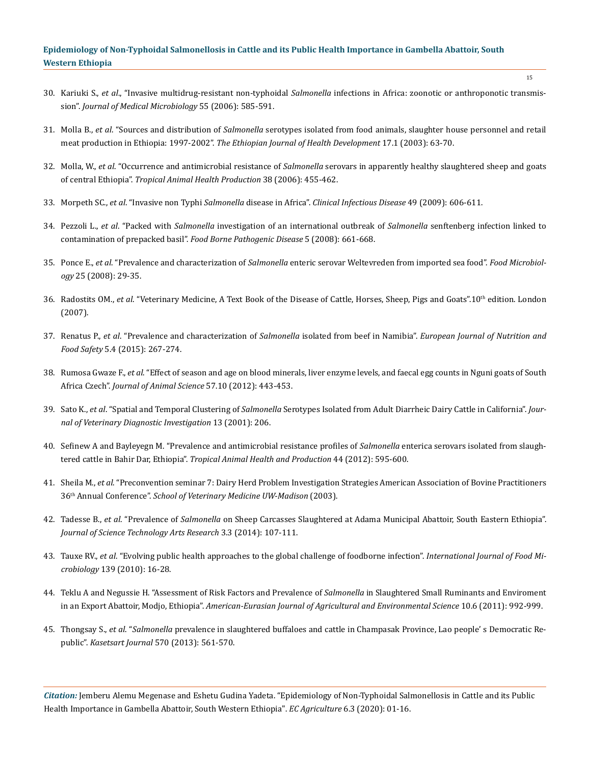30. Kariuki S., *et al*., "Invasive multidrug-resistant non-typhoidal *Salmonella* infections in Africa: zoonotic or anthroponotic transmission". *Journal of Medical Microbiology* 55 (2006): 585-591.

31. Molla B., *et al*. "Sources and distribution of *Salmonella* serotypes isolated from food animals, slaughter house personnel and retail meat production in Ethiopia: 1997-2002". *The Ethiopian Journal of Health Development* 17.1 (2003): 63-70.

32. Molla, W., *et al*. "Occurrence and antimicrobial resistance of *Salmonella* serovars in apparently healthy slaughtered sheep and goats of central Ethiopia". *Tropical Animal Health Production* 38 (2006): 455-462.

33. Morpeth SC., *et al*. "Invasive non Typhi *Salmonella* disease in Africa". *Clinical Infectious Disease* 49 (2009): 606-611.

34. Pezzoli L., *et al*. "Packed with *Salmonella* investigation of an international outbreak of *Salmonella* senftenberg infection linked to contamination of prepacked basil". *Food Borne Pathogenic Disease* 5 (2008): 661-668.

35. Ponce E., *et al*. "Prevalence and characterization of *Salmonella* enteric serovar Weltevreden from imported sea food". *Food Microbiology* 25 (2008): 29-35.

36. Radostits OM., *et al*. "Veterinary Medicine, A Text Book of the Disease of Cattle, Horses, Sheep, Pigs and Goats".10th edition. London (2007).

37. Renatus P., *et al*. "Prevalence and characterization of *Salmonella* isolated from beef in Namibia". *European Journal of Nutrition and Food Safety* 5.4 (2015): 267-274.

38. Rumosa Gwaze F., *et al*. "Effect of season and age on blood minerals, liver enzyme levels, and faecal egg counts in Nguni goats of South Africa Czech". *Journal of Animal Science* 57.10 (2012): 443-453.

39. Sato K., *et al*. "Spatial and Temporal Clustering of *Salmonella* Serotypes Isolated from Adult Diarrheic Dairy Cattle in California". *Journal of Veterinary Diagnostic Investigation* 13 (2001): 206.

40. Sefinew A and Bayleyegn M. "Prevalence and antimicrobial resistance profiles of *Salmonella* enterica serovars isolated from slaughtered cattle in Bahir Dar, Ethiopia". *Tropical Animal Health and Production* 44 (2012): 595-600.

41. Sheila M., *et al*. "Preconvention seminar 7: Dairy Herd Problem Investigation Strategies American Association of Bovine Practitioners 36th Annual Conference". *School of Veterinary Medicine UW-Madison* (2003).

42. Tadesse B., *et al*. "Prevalence of *Salmonella* on Sheep Carcasses Slaughtered at Adama Municipal Abattoir, South Eastern Ethiopia". *Journal of Science Technology Arts Research* 3.3 (2014): 107-111.

43. Tauxe RV., *et al*. "Evolving public health approaches to the global challenge of foodborne infection". *International Journal of Food Microbiology* 139 (2010): 16-28.

44. Teklu A and Negussie H. "Assessment of Risk Factors and Prevalence of *Salmonella* in Slaughtered Small Ruminants and Enviroment in an Export Abattoir, Modjo, Ethiopia". *American-Eurasian Journal of Agricultural and Environmental Science* 10.6 (2011): 992-999.

45. Thongsay S., *et al*. "*Salmonella* prevalence in slaughtered buffaloes and cattle in Champasak Province, Lao people' s Democratic Republic". *Kasetsart Journal* 570 (2013): 561-570.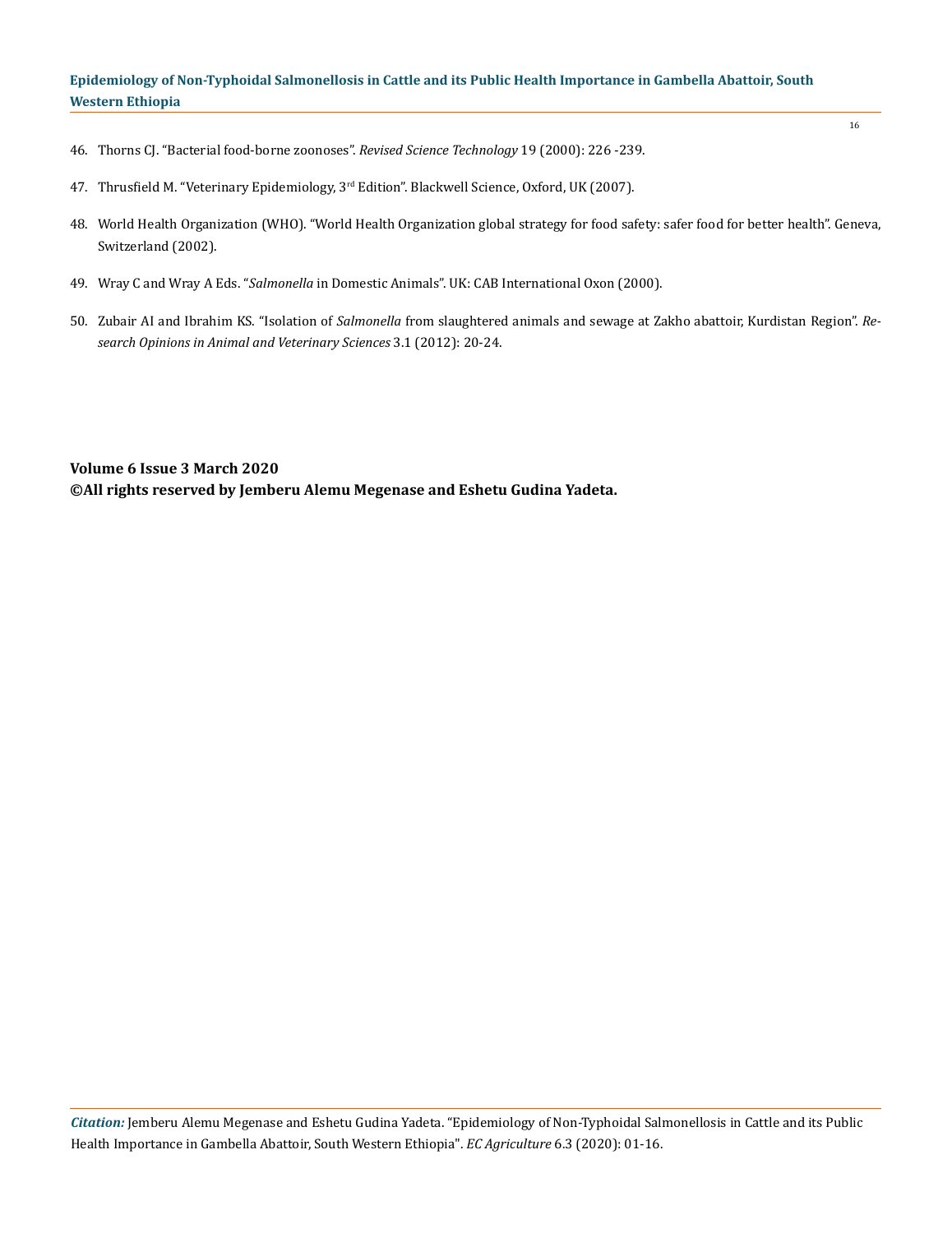46. Thorns CJ. "Bacterial food-borne zoonoses". *Revised Science Technology* 19 (2000): 226 -239.

47. Thrusfield M. "Veterinary Epidemiology, 3rd Edition". Blackwell Science, Oxford, UK (2007).

48. World Health Organization (WHO). "World Health Organization global strategy for food safety: safer food for better health". Geneva, Switzerland (2002).

49. Wray C and Wray A Eds. "*Salmonella* in Domestic Animals". UK: CAB International Oxon (2000).

50. Zubair AI and Ibrahim KS. "Isolation of *Salmonella* from slaughtered animals and sewage at Zakho abattoir, Kurdistan Region". *Research Opinions in Animal and Veterinary Sciences* 3.1 (2012): 20-24.

**Volume 6 Issue 3 March 2020**
**©All rights reserved by Jemberu Alemu Megenase and Eshetu Gudina Yadeta.**